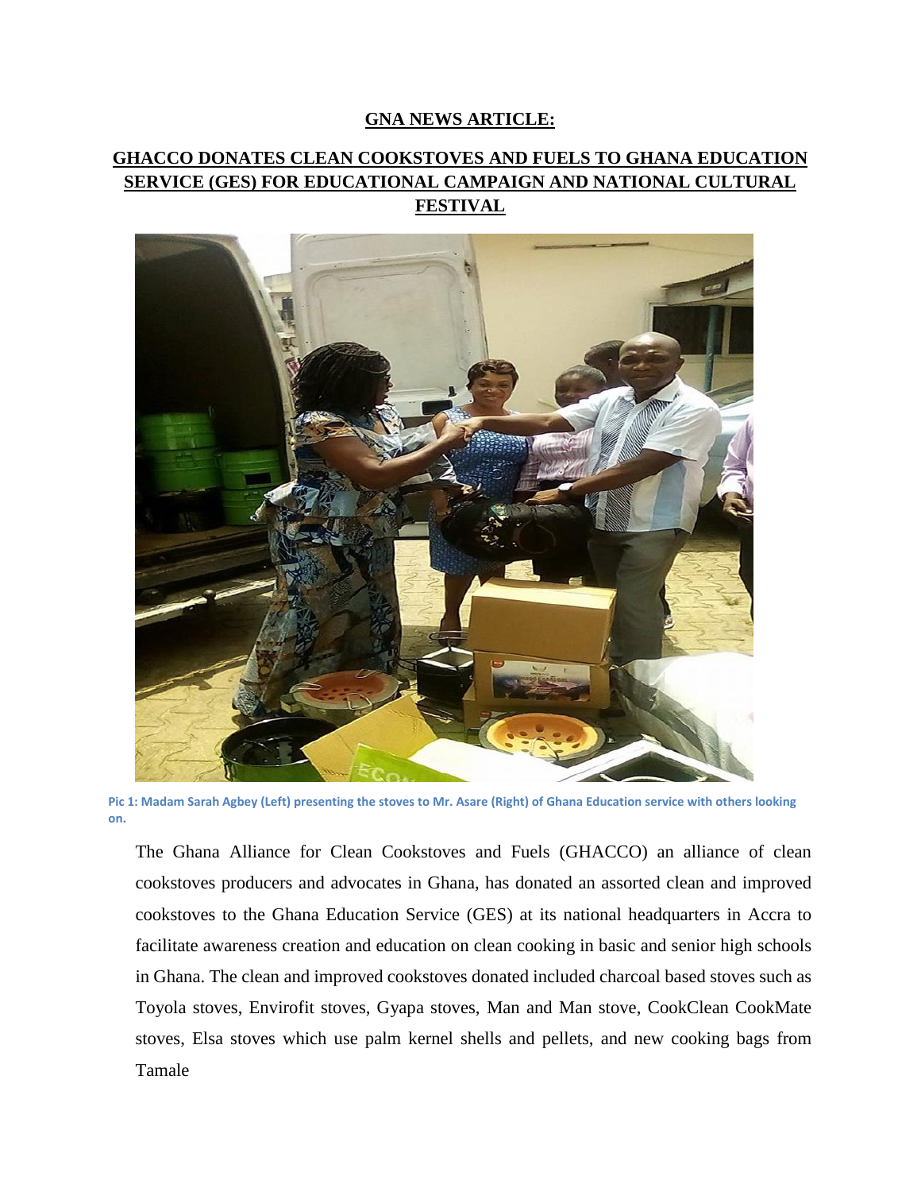**GNA NEWS ARTICLE:**

# GHACCO DONATES CLEAN COOKSTOVES AND FUELS TO GHANA EDUCATION SERVICE (GES) FOR EDUCATIONAL CAMPAIGN AND NATIONAL CULTURAL FESTIVAL

**Pic 1: Madam Sarah Agbey (Left) presenting the stoves to Mr. Asare (Right) of Ghana Education service with others looking on.**

The Ghana Alliance for Clean Cookstoves and Fuels (GHACCO) an alliance of clean cookstoves producers and advocates in Ghana, has donated an assorted clean and improved cookstoves to the Ghana Education Service (GES) at its national headquarters in Accra to facilitate awareness creation and education on clean cooking in basic and senior high schools in Ghana. The clean and improved cookstoves donated included charcoal based stoves such as Toyola stoves, Envirofit stoves, Gyapa stoves, Man and Man stove, CookClean CookMate stoves, Elsa stoves which use palm kernel shells and pellets, and new cooking bags from Tamale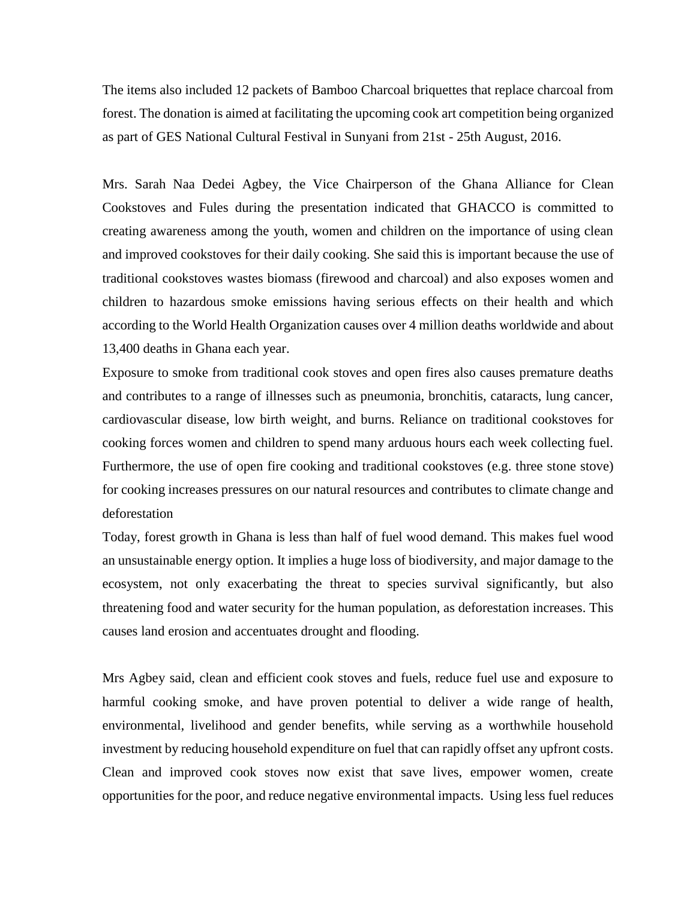The items also included 12 packets of Bamboo Charcoal briquettes that replace charcoal from forest. The donation is aimed at facilitating the upcoming cook art competition being organized as part of GES National Cultural Festival in Sunyani from 21st - 25th August, 2016.

Mrs. Sarah Naa Dedei Agbey, the Vice Chairperson of the Ghana Alliance for Clean Cookstoves and Fules during the presentation indicated that GHACCO is committed to creating awareness among the youth, women and children on the importance of using clean and improved cookstoves for their daily cooking. She said this is important because the use of traditional cookstoves wastes biomass (firewood and charcoal) and also exposes women and children to hazardous smoke emissions having serious effects on their health and which according to the World Health Organization causes over 4 million deaths worldwide and about 13,400 deaths in Ghana each year.

Exposure to smoke from traditional cook stoves and open fires also causes premature deaths and contributes to a range of illnesses such as pneumonia, bronchitis, cataracts, lung cancer, cardiovascular disease, low birth weight, and burns. Reliance on traditional cookstoves for cooking forces women and children to spend many arduous hours each week collecting fuel. Furthermore, the use of open fire cooking and traditional cookstoves (e.g. three stone stove) for cooking increases pressures on our natural resources and contributes to climate change and deforestation

Today, forest growth in Ghana is less than half of fuel wood demand. This makes fuel wood an unsustainable energy option. It implies a huge loss of biodiversity, and major damage to the ecosystem, not only exacerbating the threat to species survival significantly, but also threatening food and water security for the human population, as deforestation increases. This causes land erosion and accentuates drought and flooding.

Mrs Agbey said, clean and efficient cook stoves and fuels, reduce fuel use and exposure to harmful cooking smoke, and have proven potential to deliver a wide range of health, environmental, livelihood and gender benefits, while serving as a worthwhile household investment by reducing household expenditure on fuel that can rapidly offset any upfront costs. Clean and improved cook stoves now exist that save lives, empower women, create opportunities for the poor, and reduce negative environmental impacts. Using less fuel reduces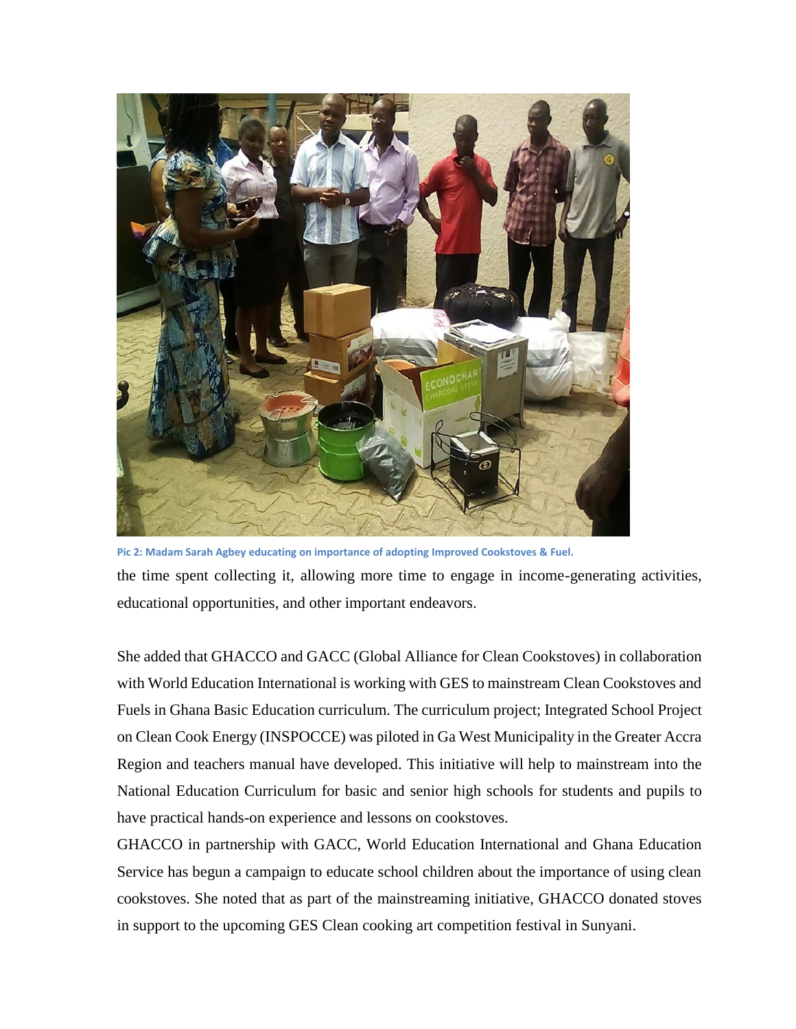Pic 2: Madam Sarah Agbey educating on importance of adopting Improved Cookstoves & Fuel.

the time spent collecting it, allowing more time to engage in income-generating activities, educational opportunities, and other important endeavors.

She added that GHACCO and GACC (Global Alliance for Clean Cookstoves) in collaboration with World Education International is working with GES to mainstream Clean Cookstoves and Fuels in Ghana Basic Education curriculum. The curriculum project; Integrated School Project on Clean Cook Energy (INSPOCCE) was piloted in Ga West Municipality in the Greater Accra Region and teachers manual have developed. This initiative will help to mainstream into the National Education Curriculum for basic and senior high schools for students and pupils to have practical hands-on experience and lessons on cookstoves.

GHACCO in partnership with GACC, World Education International and Ghana Education Service has begun a campaign to educate school children about the importance of using clean cookstoves. She noted that as part of the mainstreaming initiative, GHACCO donated stoves in support to the upcoming GES Clean cooking art competition festival in Sunyani.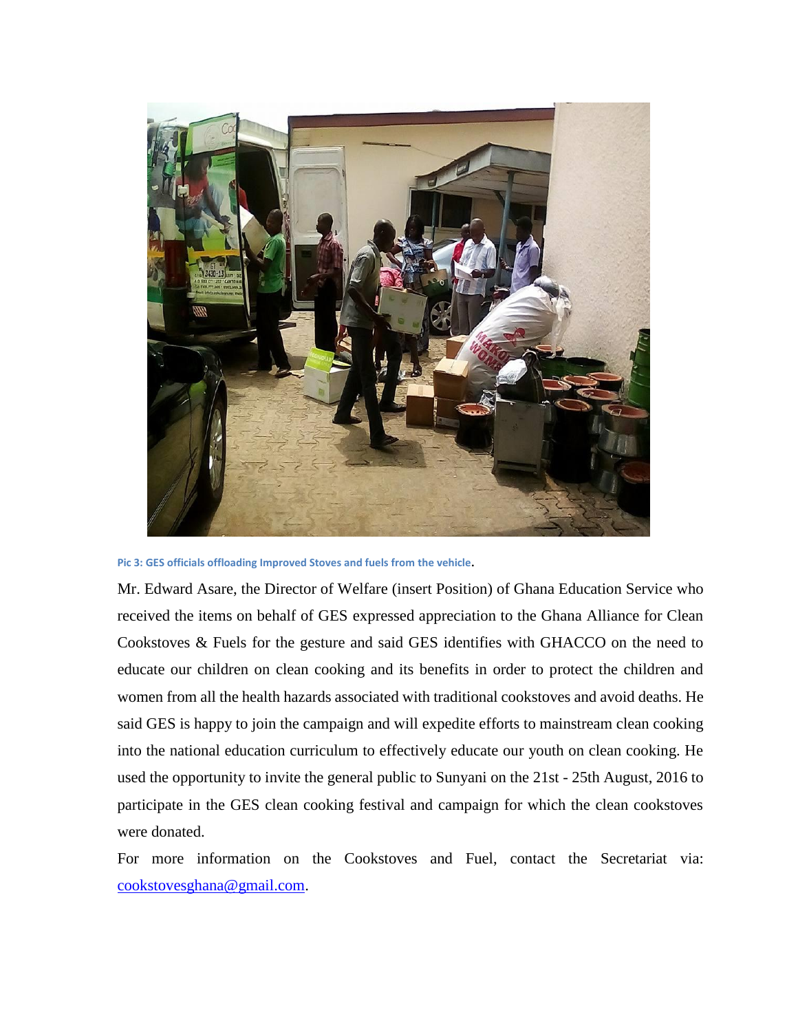Pic 3: GES officials offloading Improved Stoves and fuels from the vehicle.

Mr. Edward Asare, the Director of Welfare (insert Position) of Ghana Education Service who received the items on behalf of GES expressed appreciation to the Ghana Alliance for Clean Cookstoves & Fuels for the gesture and said GES identifies with GHACCO on the need to educate our children on clean cooking and its benefits in order to protect the children and women from all the health hazards associated with traditional cookstoves and avoid deaths. He said GES is happy to join the campaign and will expedite efforts to mainstream clean cooking into the national education curriculum to effectively educate our youth on clean cooking. He used the opportunity to invite the general public to Sunyani on the 21st - 25th August, 2016 to participate in the GES clean cooking festival and campaign for which the clean cookstoves were donated.

For more information on the Cookstoves and Fuel, contact the Secretariat via: cookstovesghana@gmail.com.